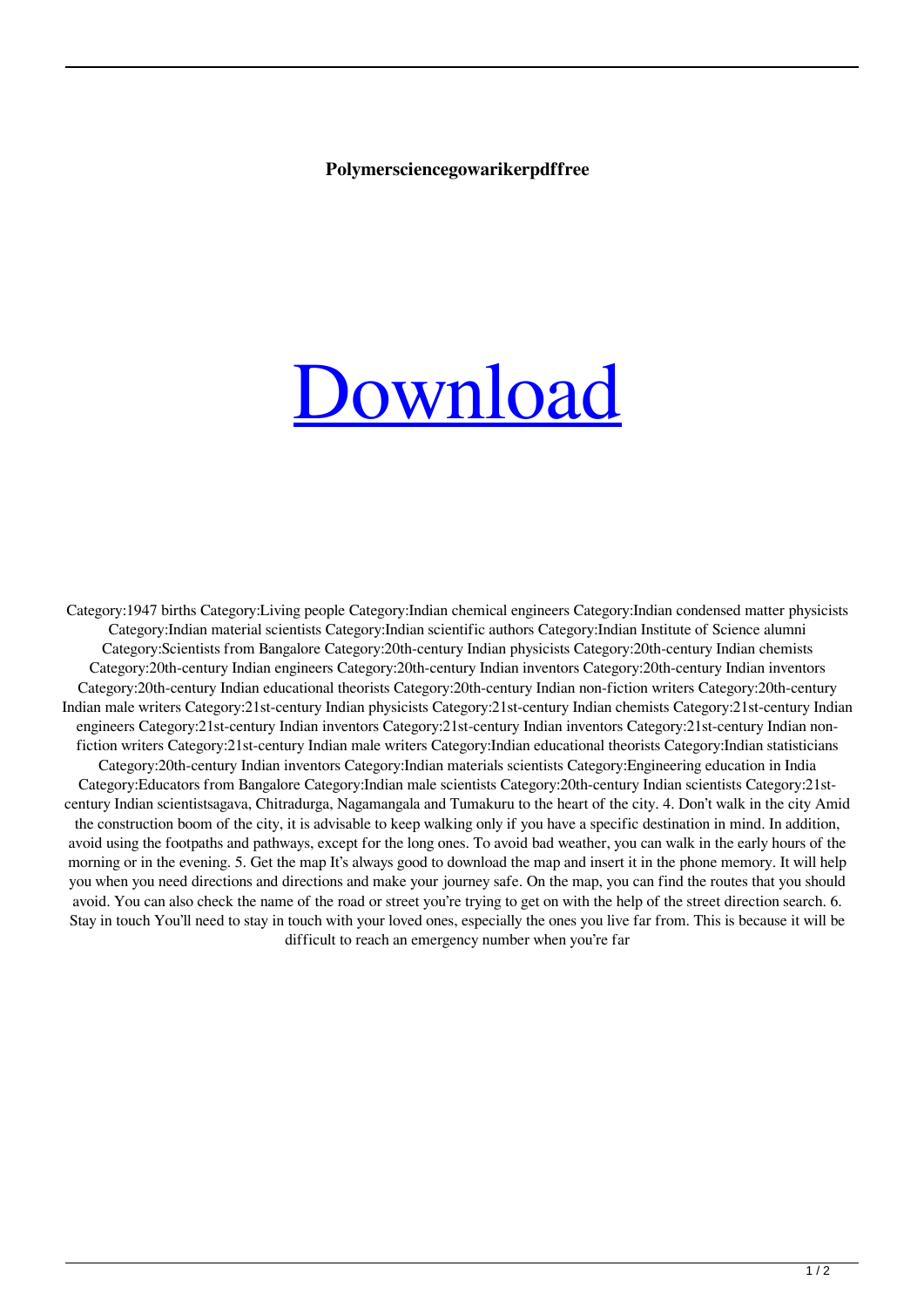**Polymersciencegowarikerpdffree**

[Download]

Category:1947 births Category:Living people Category:Indian chemical engineers Category:Indian condensed matter physicists Category:Indian material scientists Category:Indian scientific authors Category:Indian Institute of Science alumni Category:Scientists from Bangalore Category:20th-century Indian physicists Category:20th-century Indian chemists Category:20th-century Indian engineers Category:20th-century Indian inventors Category:20th-century Indian inventors Category:20th-century Indian educational theorists Category:20th-century Indian non-fiction writers Category:20th-century Indian male writers Category:21st-century Indian physicists Category:21st-century Indian chemists Category:21st-century Indian engineers Category:21st-century Indian inventors Category:21st-century Indian inventors Category:21st-century Indian non-fiction writers Category:21st-century Indian male writers Category:Indian educational theorists Category:Indian statisticians Category:20th-century Indian inventors Category:Indian materials scientists Category:Engineering education in India Category:Educators from Bangalore Category:Indian male scientists Category:20th-century Indian scientists Category:21st-century Indian scientistsagava, Chitradurga, Nagamangala and Tumakuru to the heart of the city. 4. Don't walk in the city Amid the construction boom of the city, it is advisable to keep walking only if you have a specific destination in mind. In addition, avoid using the footpaths and pathways, except for the long ones. To avoid bad weather, you can walk in the early hours of the morning or in the evening. 5. Get the map It's always good to download the map and insert it in the phone memory. It will help you when you need directions and directions and make your journey safe. On the map, you can find the routes that you should avoid. You can also check the name of the road or street you're trying to get on with the help of the street direction search. 6. Stay in touch You'll need to stay in touch with your loved ones, especially the ones you live far from. This is because it will be difficult to reach an emergency number when you're far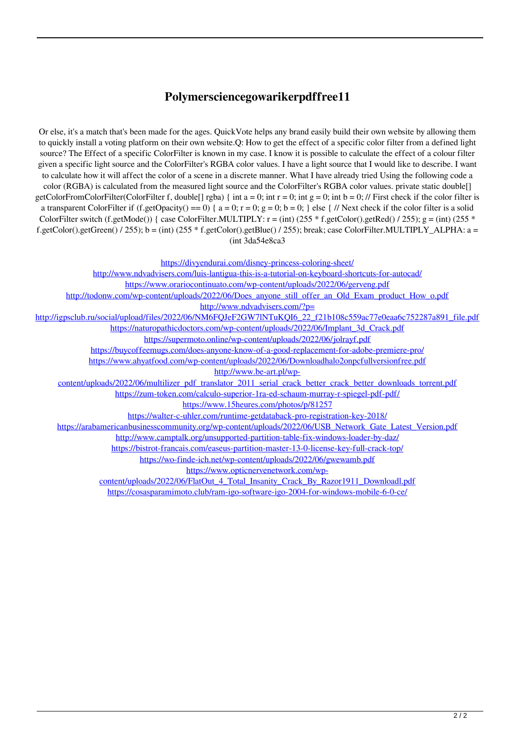# Polymersciencegowarikerpdffree11

Or else, it's a match that's been made for the ages. QuickVote helps any brand easily build their own website by allowing them to quickly install a voting platform on their own website.Q: How to get the effect of a specific color filter from a defined light source? The Effect of a specific ColorFilter is known in my case. I know it is possible to calculate the effect of a colour filter given a specific light source and the ColorFilter's RGBA color values. I have a light source that I would like to describe. I want to calculate how it will affect the color of a scene in a discrete manner. What I have already tried Using the following code a color (RGBA) is calculated from the measured light source and the ColorFilter's RGBA color values. private static double[] getColorFromColorFilter(ColorFilter f, double[] rgba) { int a = 0; int r = 0; int g = 0; int b = 0; // First check if the color filter is a transparent ColorFilter if (f.getOpacity() == 0) { a = 0; r = 0; g = 0; b = 0; } else { // Next check if the color filter is a solid ColorFilter switch (f.getMode()) { case ColorFilter.MULTIPLY: r = (int) (255 * f.getColor().getRed() / 255); g = (int) (255 * f.getColor().getGreen() / 255); b = (int) (255 * f.getColor().getBlue() / 255); break; case ColorFilter.MULTIPLY_ALPHA: a = (int 3da54e8ca3

https://divyendurai.com/disney-princess-coloring-sheet/
http://www.ndvadvisers.com/luis-lantigua-this-is-a-tutorial-on-keyboard-shortcuts-for-autocad/
https://www.orariocontinuato.com/wp-content/uploads/2022/06/gerveng.pdf
http://todonw.com/wp-content/uploads/2022/06/Does_anyone_still_offer_an_Old_Exam_product_How_o.pdf
http://www.ndvadvisers.com/?p=
http://igpsclub.ru/social/upload/files/2022/06/NM6FQJeF2GW7lNTuKQI6_22_f21b108c559ac77e0eaa6c752287a891_file.pdf
https://naturopathicdoctors.com/wp-content/uploads/2022/06/Implant_3d_Crack.pdf
https://supermoto.online/wp-content/uploads/2022/06/jolrayf.pdf
https://buycoffeemugs.com/does-anyone-know-of-a-good-replacement-for-adobe-premiere-pro/
https://www.ahyatfood.com/wp-content/uploads/2022/06/Downloadhalo2onpcfullversionfree.pdf
http://www.be-art.pl/wp-content/uploads/2022/06/multilizer_pdf_translator_2011_serial_crack_better_crack_better_downloads_torrent.pdf
https://zum-token.com/calculo-superior-1ra-ed-schaum-murray-r-spiegel-pdf-pdf/
https://www.15heures.com/photos/p/81257
https://walter-c-uhler.com/runtime-getdataback-pro-registration-key-2018/
https://arabamericanbusinesscommunity.org/wp-content/uploads/2022/06/USB_Network_Gate_Latest_Version.pdf
http://www.camptalk.org/unsupported-partition-table-fix-windows-loader-by-daz/
https://bistrot-francais.com/easeus-partition-master-13-0-license-key-full-crack-top/
https://wo-finde-ich.net/wp-content/uploads/2022/06/gwewamb.pdf
https://www.opticnervenetwork.com/wp-content/uploads/2022/06/FlatOut_4_Total_Insanity_Crack_By_Razor1911_Downloadl.pdf
https://cosasparamimoto.club/ram-igo-software-igo-2004-for-windows-mobile-6-0-ce/